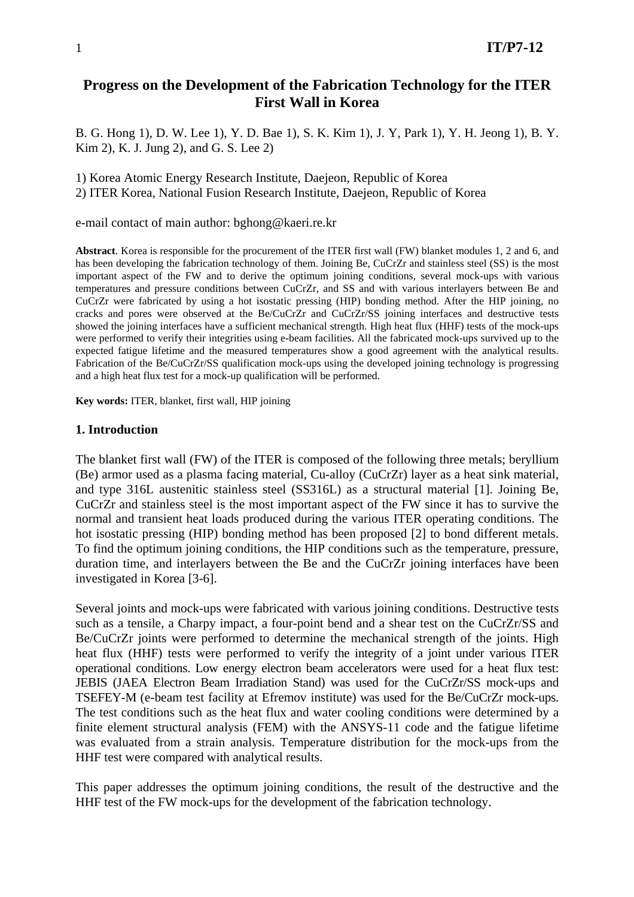# Progress on the Development of the Fabrication Technology for the ITER First Wall in Korea

B. G. Hong 1), D. W. Lee 1), Y. D. Bae 1), S. K. Kim 1), J. Y, Park 1), Y. H. Jeong 1), B. Y. Kim 2), K. J. Jung 2), and G. S. Lee 2)

1) Korea Atomic Energy Research Institute, Daejeon, Republic of Korea
2) ITER Korea, National Fusion Research Institute, Daejeon, Republic of Korea

e-mail contact of main author: bghong@kaeri.re.kr

**Abstract**. Korea is responsible for the procurement of the ITER first wall (FW) blanket modules 1, 2 and 6, and has been developing the fabrication technology of them. Joining Be, CuCrZr and stainless steel (SS) is the most important aspect of the FW and to derive the optimum joining conditions, several mock-ups with various temperatures and pressure conditions between CuCrZr, and SS and with various interlayers between Be and CuCrZr were fabricated by using a hot isostatic pressing (HIP) bonding method. After the HIP joining, no cracks and pores were observed at the Be/CuCrZr and CuCrZr/SS joining interfaces and destructive tests showed the joining interfaces have a sufficient mechanical strength. High heat flux (HHF) tests of the mock-ups were performed to verify their integrities using e-beam facilities. All the fabricated mock-ups survived up to the expected fatigue lifetime and the measured temperatures show a good agreement with the analytical results. Fabrication of the Be/CuCrZr/SS qualification mock-ups using the developed joining technology is progressing and a high heat flux test for a mock-up qualification will be performed.

**Key words:** ITER, blanket, first wall, HIP joining

## 1. Introduction

The blanket first wall (FW) of the ITER is composed of the following three metals; beryllium (Be) armor used as a plasma facing material, Cu-alloy (CuCrZr) layer as a heat sink material, and type 316L austenitic stainless steel (SS316L) as a structural material [1]. Joining Be, CuCrZr and stainless steel is the most important aspect of the FW since it has to survive the normal and transient heat loads produced during the various ITER operating conditions. The hot isostatic pressing (HIP) bonding method has been proposed [2] to bond different metals. To find the optimum joining conditions, the HIP conditions such as the temperature, pressure, duration time, and interlayers between the Be and the CuCrZr joining interfaces have been investigated in Korea [3-6].

Several joints and mock-ups were fabricated with various joining conditions. Destructive tests such as a tensile, a Charpy impact, a four-point bend and a shear test on the CuCrZr/SS and Be/CuCrZr joints were performed to determine the mechanical strength of the joints. High heat flux (HHF) tests were performed to verify the integrity of a joint under various ITER operational conditions. Low energy electron beam accelerators were used for a heat flux test: JEBIS (JAEA Electron Beam Irradiation Stand) was used for the CuCrZr/SS mock-ups and TSEFEY-M (e-beam test facility at Efremov institute) was used for the Be/CuCrZr mock-ups. The test conditions such as the heat flux and water cooling conditions were determined by a finite element structural analysis (FEM) with the ANSYS-11 code and the fatigue lifetime was evaluated from a strain analysis. Temperature distribution for the mock-ups from the HHF test were compared with analytical results.

This paper addresses the optimum joining conditions, the result of the destructive and the HHF test of the FW mock-ups for the development of the fabrication technology.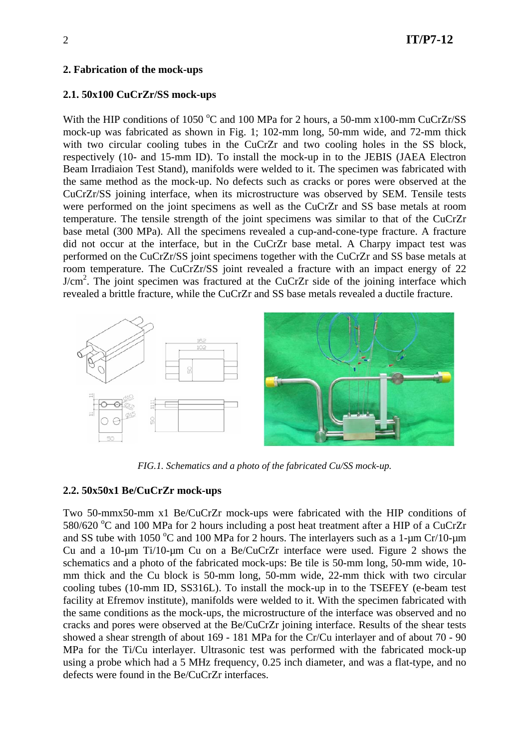## 2. Fabrication of the mock-ups

### 2.1. 50x100 CuCrZr/SS mock-ups

With the HIP conditions of 1050 $^{o}$C and 100 MPa for 2 hours, a 50-mm x100-mm CuCrZr/SS mock-up was fabricated as shown in Fig. 1; 102-mm long, 50-mm wide, and 72-mm thick with two circular cooling tubes in the CuCrZr and two cooling holes in the SS block, respectively (10- and 15-mm ID). To install the mock-up in to the JEBIS (JAEA Electron Beam Irradiaion Test Stand), manifolds were welded to it. The specimen was fabricated with the same method as the mock-up. No defects such as cracks or pores were observed at the CuCrZr/SS joining interface, when its microstructure was observed by SEM. Tensile tests were performed on the joint specimens as well as the CuCrZr and SS base metals at room temperature. The tensile strength of the joint specimens was similar to that of the CuCrZr base metal (300 MPa). All the specimens revealed a cup-and-cone-type fracture. A fracture did not occur at the interface, but in the CuCrZr base metal. A Charpy impact test was performed on the CuCrZr/SS joint specimens together with the CuCrZr and SS base metals at room temperature. The CuCrZr/SS joint revealed a fracture with an impact energy of 22 J/cm$^2$. The joint specimen was fractured at the CuCrZr side of the joining interface which revealed a brittle fracture, while the CuCrZr and SS base metals revealed a ductile fracture.

*FIG.1. Schematics and a photo of the fabricated Cu/SS mock-up.*

### 2.2. 50x50x1 Be/CuCrZr mock-ups

Two 50-mmx50-mm x1 Be/CuCrZr mock-ups were fabricated with the HIP conditions of 580/620 $^{o}$C and 100 MPa for 2 hours including a post heat treatment after a HIP of a CuCrZr and SS tube with 1050 $^{o}$C and 100 MPa for 2 hours. The interlayers such as a 1-μm Cr/10-μm Cu and a 10-μm Ti/10-μm Cu on a Be/CuCrZr interface were used. Figure 2 shows the schematics and a photo of the fabricated mock-ups: Be tile is 50-mm long, 50-mm wide, 10-mm thick and the Cu block is 50-mm long, 50-mm wide, 22-mm thick with two circular cooling tubes (10-mm ID, SS316L). To install the mock-up in to the TSEFEY (e-beam test facility at Efremov institute), manifolds were welded to it. With the specimen fabricated with the same conditions as the mock-ups, the microstructure of the interface was observed and no cracks and pores were observed at the Be/CuCrZr joining interface. Results of the shear tests showed a shear strength of about 169 - 181 MPa for the Cr/Cu interlayer and of about 70 - 90 MPa for the Ti/Cu interlayer. Ultrasonic test was performed with the fabricated mock-up using a probe which had a 5 MHz frequency, 0.25 inch diameter, and was a flat-type, and no defects were found in the Be/CuCrZr interfaces.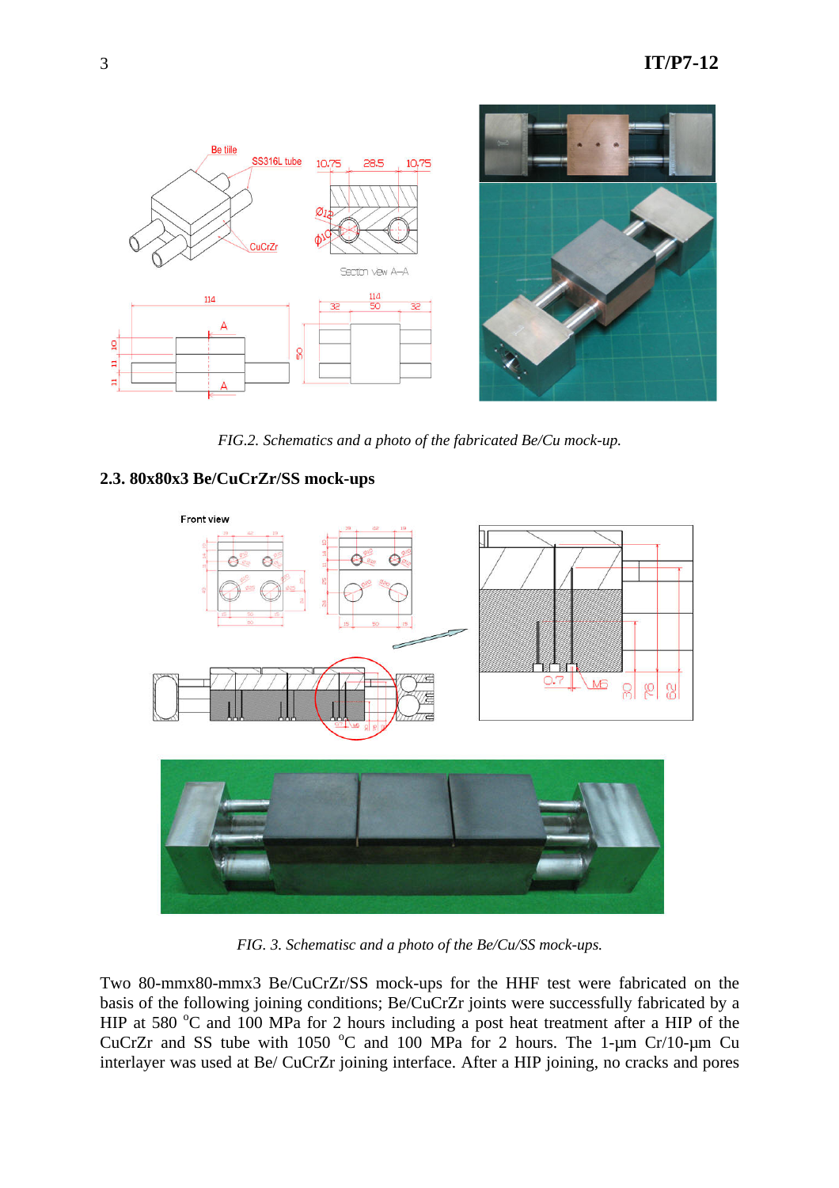*FIG.2. Schematics and a photo of the fabricated Be/Cu mock-up.*

### 2.3. 80x80x3 Be/CuCrZr/SS mock-ups

*FIG. 3. Schematisc and a photo of the Be/Cu/SS mock-ups.*

Two 80-mmx80-mmx3 Be/CuCrZr/SS mock-ups for the HHF test were fabricated on the basis of the following joining conditions; Be/CuCrZr joints were successfully fabricated by a HIP at 580 °C and 100 MPa for 2 hours including a post heat treatment after a HIP of the CuCrZr and SS tube with 1050 °C and 100 MPa for 2 hours. The 1-μm Cr/10-μm Cu interlayer was used at Be/ CuCrZr joining interface. After a HIP joining, no cracks and pores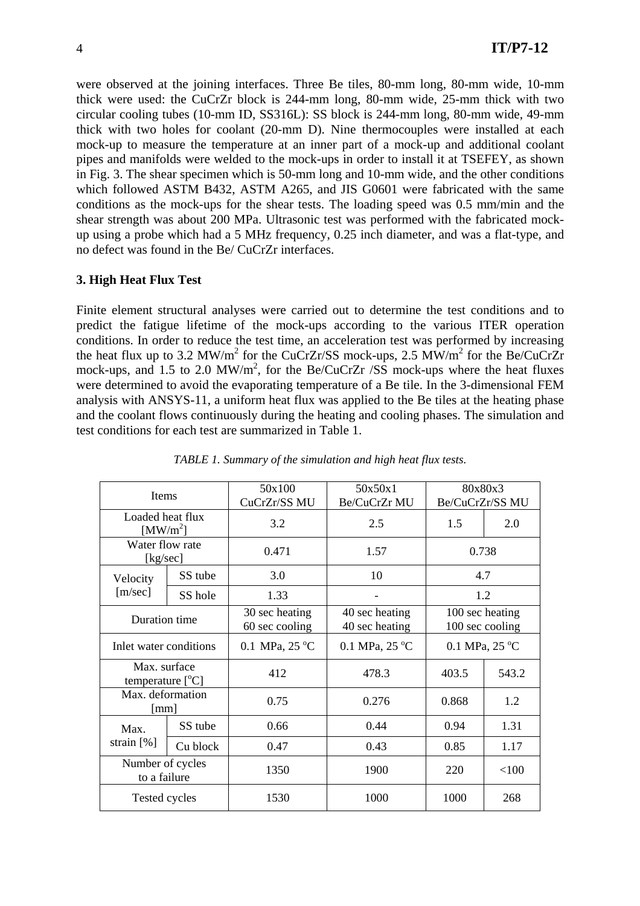were observed at the joining interfaces. Three Be tiles, 80-mm long, 80-mm wide, 10-mm thick were used: the CuCrZr block is 244-mm long, 80-mm wide, 25-mm thick with two circular cooling tubes (10-mm ID, SS316L): SS block is 244-mm long, 80-mm wide, 49-mm thick with two holes for coolant (20-mm D). Nine thermocouples were installed at each mock-up to measure the temperature at an inner part of a mock-up and additional coolant pipes and manifolds were welded to the mock-ups in order to install it at TSEFEY, as shown in Fig. 3. The shear specimen which is 50-mm long and 10-mm wide, and the other conditions which followed ASTM B432, ASTM A265, and JIS G0601 were fabricated with the same conditions as the mock-ups for the shear tests. The loading speed was 0.5 mm/min and the shear strength was about 200 MPa. Ultrasonic test was performed with the fabricated mock-up using a probe which had a 5 MHz frequency, 0.25 inch diameter, and was a flat-type, and no defect was found in the Be/ CuCrZr interfaces.

### 3. High Heat Flux Test

Finite element structural analyses were carried out to determine the test conditions and to predict the fatigue lifetime of the mock-ups according to the various ITER operation conditions. In order to reduce the test time, an acceleration test was performed by increasing the heat flux up to 3.2 MW/m$^2$ for the CuCrZr/SS mock-ups, 2.5 MW/m$^2$ for the Be/CuCrZr mock-ups, and 1.5 to 2.0 MW/m$^2$, for the Be/CuCrZr /SS mock-ups where the heat fluxes were determined to avoid the evaporating temperature of a Be tile. In the 3-dimensional FEM analysis with ANSYS-11, a uniform heat flux was applied to the Be tiles at the heating phase and the coolant flows continuously during the heating and cooling phases. The simulation and test conditions for each test are summarized in Table 1.

*TABLE 1. Summary of the simulation and high heat flux tests.*

| Items | | 50x100 CuCrZr/SS MU | 50x50x1 Be/CuCrZr MU | 80x80x3 Be/CuCrZr/SS MU | |
|---|---|---|---|---|---|
| Loaded heat flux [MW/m$^2$] | | 3.2 | 2.5 | 1.5 | 2.0 |
| Water flow rate [kg/sec] | | 0.471 | 1.57 | 0.738 | |
| Velocity [m/sec] | SS tube | 3.0 | 10 | 4.7 | |
| | SS hole | 1.33 | - | 1.2 | |
| Duration time | | 30 sec heating 60 sec cooling | 40 sec heating 40 sec heating | 100 sec heating 100 sec cooling | |
| Inlet water conditions | | 0.1 MPa, 25 $^o$C | 0.1 MPa, 25 $^o$C | 0.1 MPa, 25 $^o$C | |
| Max. surface temperature [$^o$C] | | 412 | 478.3 | 403.5 | 543.2 |
| Max. deformation [mm] | | 0.75 | 0.276 | 0.868 | 1.2 |
| Max. strain [%] | SS tube | 0.66 | 0.44 | 0.94 | 1.31 |
| | Cu block | 0.47 | 0.43 | 0.85 | 1.17 |
| Number of cycles to a failure | | 1350 | 1900 | 220 | <100 |
| Tested cycles | | 1530 | 1000 | 1000 | 268 |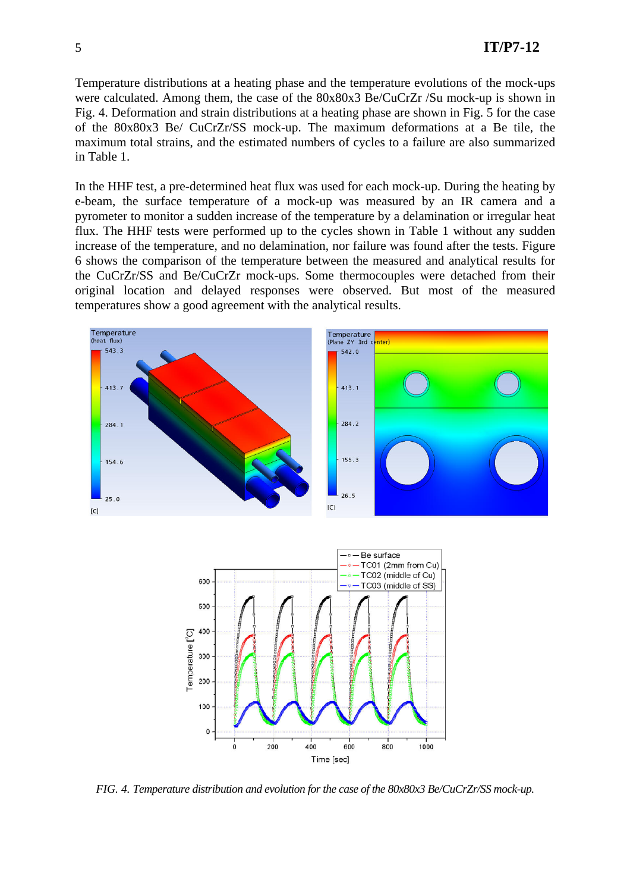Temperature distributions at a heating phase and the temperature evolutions of the mock-ups were calculated. Among them, the case of the 80x80x3 Be/CuCrZr /Su mock-up is shown in Fig. 4. Deformation and strain distributions at a heating phase are shown in Fig. 5 for the case of the 80x80x3 Be/ CuCrZr/SS mock-up. The maximum deformations at a Be tile, the maximum total strains, and the estimated numbers of cycles to a failure are also summarized in Table 1.

In the HHF test, a pre-determined heat flux was used for each mock-up. During the heating by e-beam, the surface temperature of a mock-up was measured by an IR camera and a pyrometer to monitor a sudden increase of the temperature by a delamination or irregular heat flux. The HHF tests were performed up to the cycles shown in Table 1 without any sudden increase of the temperature, and no delamination, nor failure was found after the tests. Figure 6 shows the comparison of the temperature between the measured and analytical results for the CuCrZr/SS and Be/CuCrZr mock-ups. Some thermocouples were detached from their original location and delayed responses were observed. But most of the measured temperatures show a good agreement with the analytical results.

*FIG. 4. Temperature distribution and evolution for the case of the 80x80x3 Be/CuCrZr/SS mock-up.*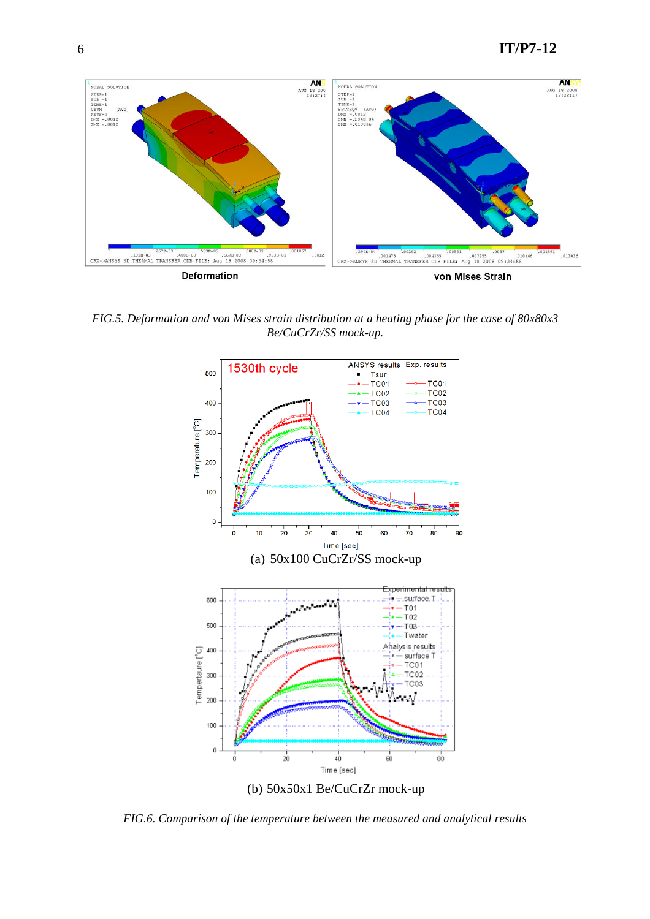Deformation

von Mises Strain

*FIG.5. Deformation and von Mises strain distribution at a heating phase for the case of 80x80x3 Be/CuCrZr/SS mock-up.*

(a) 50x100 CuCrZr/SS mock-up

(b) 50x50x1 Be/CuCrZr mock-up

*FIG.6. Comparison of the temperature between the measured and analytical results*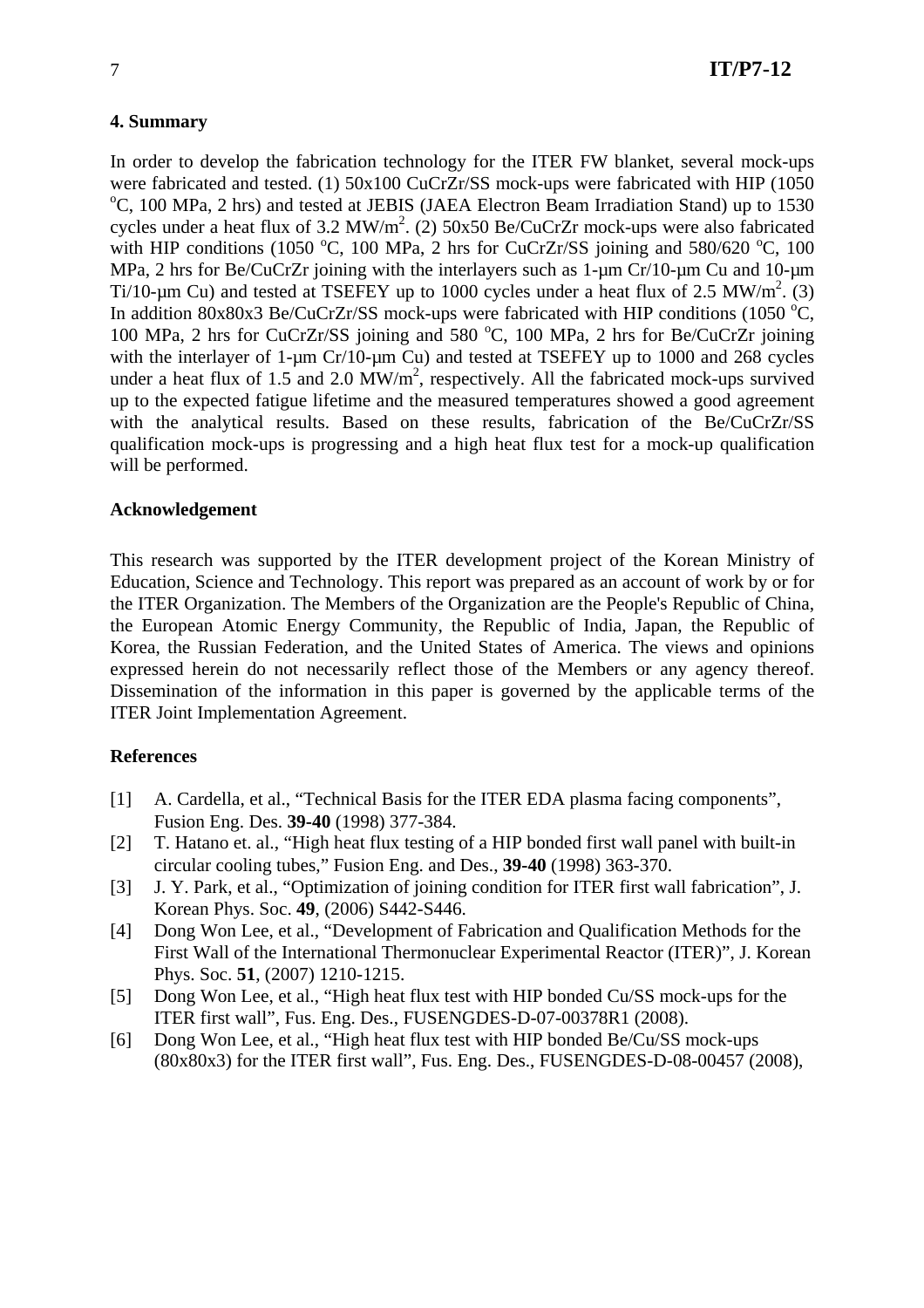## 4. Summary

In order to develop the fabrication technology for the ITER FW blanket, several mock-ups were fabricated and tested. (1) 50x100 CuCrZr/SS mock-ups were fabricated with HIP (1050 $^{o}$C, 100 MPa, 2 hrs) and tested at JEBIS (JAEA Electron Beam Irradiation Stand) up to 1530 cycles under a heat flux of 3.2 MW/m$^2$. (2) 50x50 Be/CuCrZr mock-ups were also fabricated with HIP conditions (1050 $^{o}$C, 100 MPa, 2 hrs for CuCrZr/SS joining and 580/620 $^{o}$C, 100 MPa, 2 hrs for Be/CuCrZr joining with the interlayers such as 1-µm Cr/10-µm Cu and 10-µm Ti/10-µm Cu) and tested at TSEFEY up to 1000 cycles under a heat flux of 2.5 MW/m$^2$. (3) In addition 80x80x3 Be/CuCrZr/SS mock-ups were fabricated with HIP conditions (1050 $^{o}$C, 100 MPa, 2 hrs for CuCrZr/SS joining and 580 $^{o}$C, 100 MPa, 2 hrs for Be/CuCrZr joining with the interlayer of 1-µm Cr/10-µm Cu) and tested at TSEFEY up to 1000 and 268 cycles under a heat flux of 1.5 and 2.0 MW/m$^2$, respectively. All the fabricated mock-ups survived up to the expected fatigue lifetime and the measured temperatures showed a good agreement with the analytical results. Based on these results, fabrication of the Be/CuCrZr/SS qualification mock-ups is progressing and a high heat flux test for a mock-up qualification will be performed.

## Acknowledgement

This research was supported by the ITER development project of the Korean Ministry of Education, Science and Technology. This report was prepared as an account of work by or for the ITER Organization. The Members of the Organization are the People's Republic of China, the European Atomic Energy Community, the Republic of India, Japan, the Republic of Korea, the Russian Federation, and the United States of America. The views and opinions expressed herein do not necessarily reflect those of the Members or any agency thereof. Dissemination of the information in this paper is governed by the applicable terms of the ITER Joint Implementation Agreement.

## References

[1] A. Cardella, et al., “Technical Basis for the ITER EDA plasma facing components”, Fusion Eng. Des. **39-40** (1998) 377-384.

[2] T. Hatano et. al., “High heat flux testing of a HIP bonded first wall panel with built-in circular cooling tubes,” Fusion Eng. and Des., **39-40** (1998) 363-370.

[3] J. Y. Park, et al., “Optimization of joining condition for ITER first wall fabrication”, J. Korean Phys. Soc. **49**, (2006) S442-S446.

[4] Dong Won Lee, et al., “Development of Fabrication and Qualification Methods for the First Wall of the International Thermonuclear Experimental Reactor (ITER)”, J. Korean Phys. Soc. **51**, (2007) 1210-1215.

[5] Dong Won Lee, et al., “High heat flux test with HIP bonded Cu/SS mock-ups for the ITER first wall”, Fus. Eng. Des., FUSENGDES-D-07-00378R1 (2008).

[6] Dong Won Lee, et al., “High heat flux test with HIP bonded Be/Cu/SS mock-ups (80x80x3) for the ITER first wall”, Fus. Eng. Des., FUSENGDES-D-08-00457 (2008),